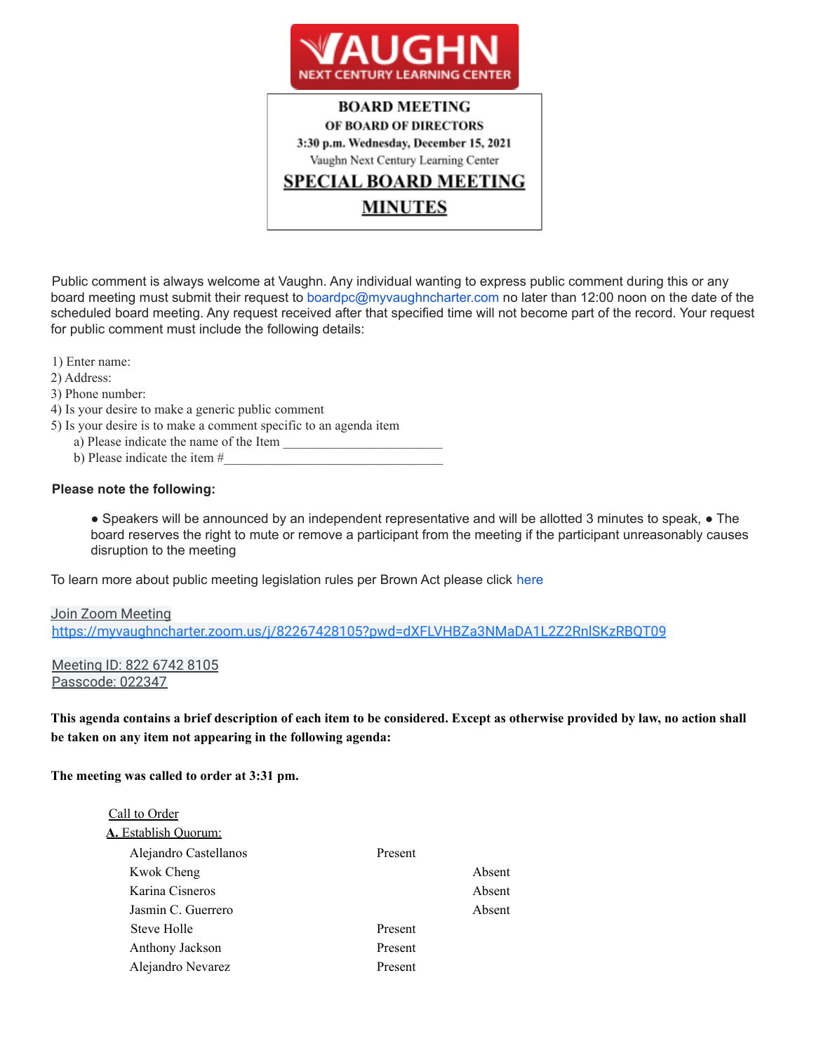# VAUGHN
NEXT CENTURY LEARNING CENTER

**BOARD MEETING**
**OF BOARD OF DIRECTORS**
**3:30 p.m. Wednesday, December 15, 2021**
Vaughn Next Century Learning Center

## SPECIAL BOARD MEETING MINUTES

Public comment is always welcome at Vaughn. Any individual wanting to express public comment during this or any board meeting must submit their request to boardpc@myvaughncharter.com no later than 12:00 noon on the date of the scheduled board meeting. Any request received after that specified time will not become part of the record. Your request for public comment must include the following details:

1) Enter name:
2) Address:
3) Phone number:
4) Is your desire to make a generic public comment
5) Is your desire is to make a comment specific to an agenda item
   a) Please indicate the name of the Item ________________________
   b) Please indicate the item #________________________________

**Please note the following:**

- Speakers will be announced by an independent representative and will be allotted 3 minutes to speak,
- The board reserves the right to mute or remove a participant from the meeting if the participant unreasonably causes disruption to the meeting

To learn more about public meeting legislation rules per Brown Act please click here

Join Zoom Meeting
https://myvaughncharter.zoom.us/j/82267428105?pwd=dXFLVHBZa3NMaDA1L2Z2RnlSKzRBQT09

Meeting ID: 822 6742 8105
Passcode: 022347

**This agenda contains a brief description of each item to be considered. Except as otherwise provided by law, no action shall be taken on any item not appearing in the following agenda:**

**The meeting was called to order at 3:31 pm.**

Call to Order

**A.** Establish Quorum:

| | | |
|---|---|---|
| Alejandro Castellanos | Present | |
| Kwok Cheng | | Absent |
| Karina Cisneros | | Absent |
| Jasmin C. Guerrero | | Absent |
| Steve Holle | Present | |
| Anthony Jackson | Present | |
| Alejandro Nevarez | Present | |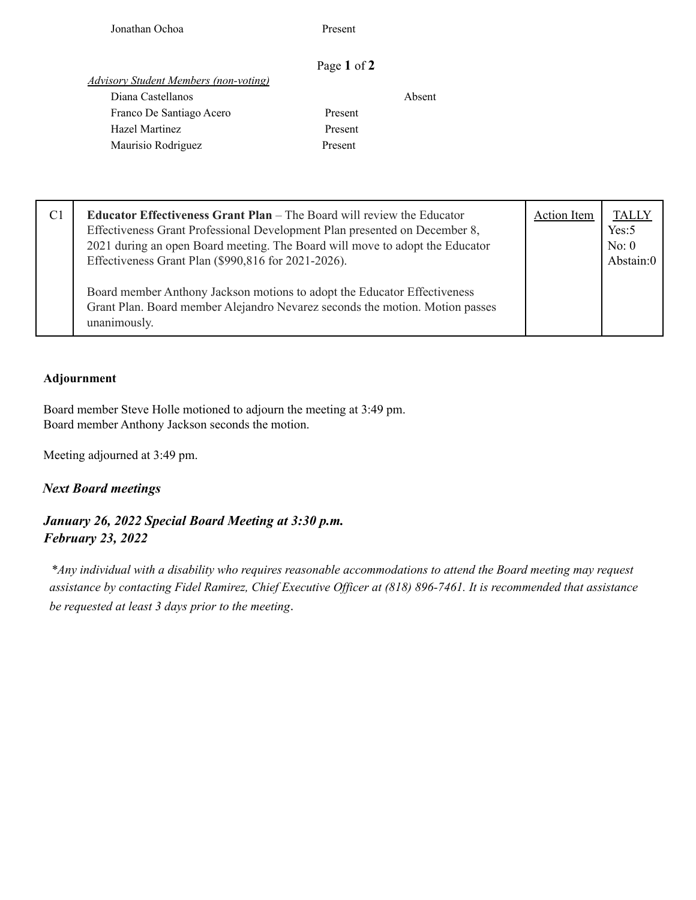Jonathan Ochoa Present

*Advisory Student Members (non-voting)*

Diana Castellanos Absent
Franco De Santiago Acero Present
Hazel Martinez Present
Maurisio Rodriguez Present

| | | | |
|---|---|---|---|
| C1 | **Educator Effectiveness Grant Plan** – The Board will review the Educator Effectiveness Grant Professional Development Plan presented on December 8, 2021 during an open Board meeting. The Board will move to adopt the Educator Effectiveness Grant Plan ($990,816 for 2021-2026).<br><br>Board member Anthony Jackson motions to adopt the Educator Effectiveness Grant Plan. Board member Alejandro Nevarez seconds the motion. Motion passes unanimously. | Action Item | TALLY<br>Yes:5<br>No: 0<br>Abstain:0 |

**Adjournment**

Board member Steve Holle motioned to adjourn the meeting at 3:49 pm.
Board member Anthony Jackson seconds the motion.

Meeting adjourned at 3:49 pm.

***Next Board meetings***

***January 26, 2022 Special Board Meeting at 3:30 p.m.***
***February 23, 2022***

*\*Any individual with a disability who requires reasonable accommodations to attend the Board meeting may request assistance by contacting Fidel Ramirez, Chief Executive Officer at (818) 896-7461. It is recommended that assistance be requested at least 3 days prior to the meeting.*